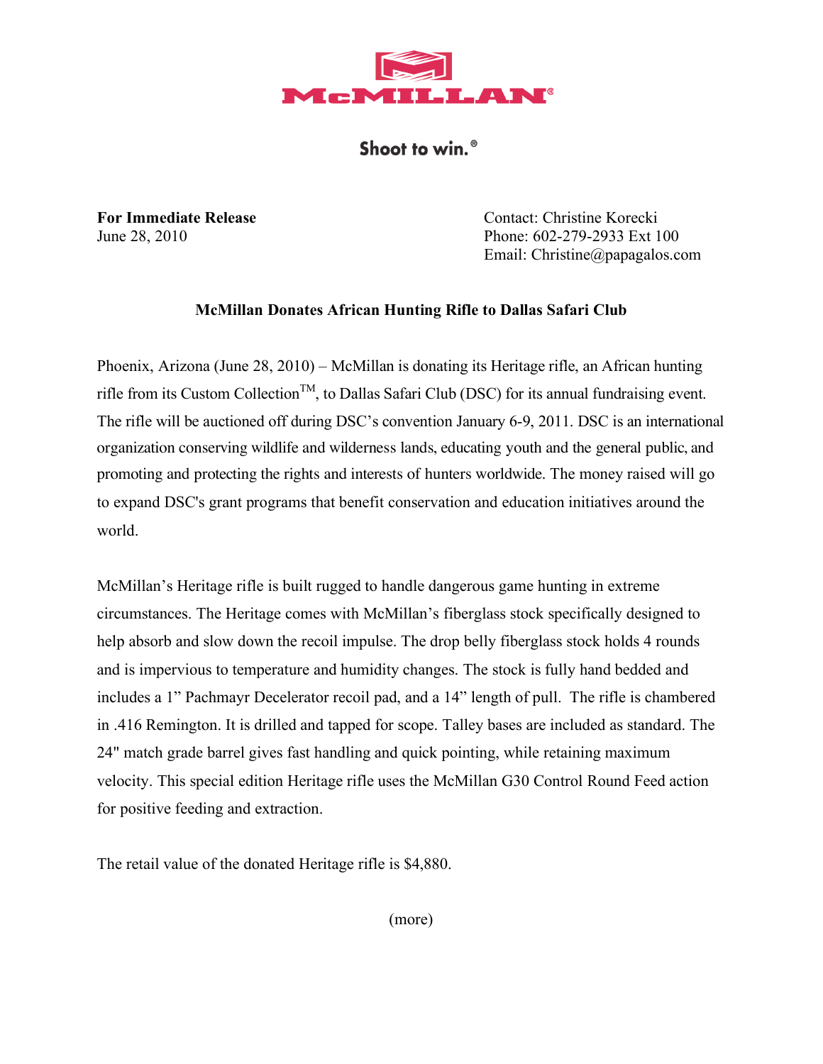McMILLAN®

Shoot to win.®

**For Immediate Release**
June 28, 2010

Contact: Christine Korecki
Phone: 602-279-2933 Ext 100
Email: Christine@papagalos.com

**McMillan Donates African Hunting Rifle to Dallas Safari Club**

Phoenix, Arizona (June 28, 2010) – McMillan is donating its Heritage rifle, an African hunting rifle from its Custom Collection™, to Dallas Safari Club (DSC) for its annual fundraising event. The rifle will be auctioned off during DSC's convention January 6-9, 2011. DSC is an international organization conserving wildlife and wilderness lands, educating youth and the general public, and promoting and protecting the rights and interests of hunters worldwide. The money raised will go to expand DSC's grant programs that benefit conservation and education initiatives around the world.

McMillan's Heritage rifle is built rugged to handle dangerous game hunting in extreme circumstances. The Heritage comes with McMillan's fiberglass stock specifically designed to help absorb and slow down the recoil impulse. The drop belly fiberglass stock holds 4 rounds and is impervious to temperature and humidity changes. The stock is fully hand bedded and includes a 1" Pachmayr Decelerator recoil pad, and a 14" length of pull. The rifle is chambered in .416 Remington. It is drilled and tapped for scope. Talley bases are included as standard. The 24" match grade barrel gives fast handling and quick pointing, while retaining maximum velocity. This special edition Heritage rifle uses the McMillan G30 Control Round Feed action for positive feeding and extraction.

The retail value of the donated Heritage rifle is $4,880.

(more)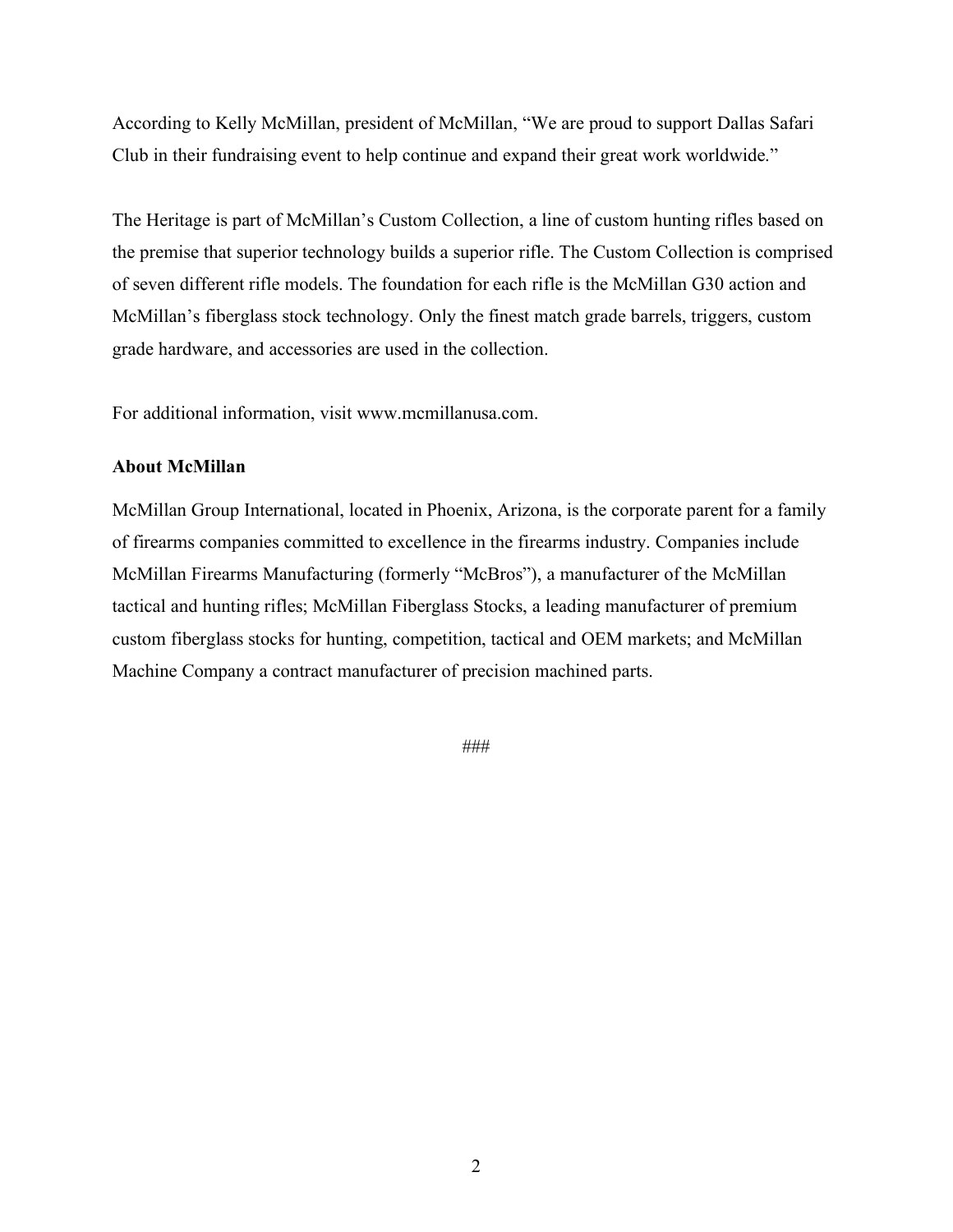According to Kelly McMillan, president of McMillan, “We are proud to support Dallas Safari Club in their fundraising event to help continue and expand their great work worldwide.”

The Heritage is part of McMillan’s Custom Collection, a line of custom hunting rifles based on the premise that superior technology builds a superior rifle. The Custom Collection is comprised of seven different rifle models. The foundation for each rifle is the McMillan G30 action and McMillan’s fiberglass stock technology. Only the finest match grade barrels, triggers, custom grade hardware, and accessories are used in the collection.

For additional information, visit www.mcmillanusa.com.

**About McMillan**

McMillan Group International, located in Phoenix, Arizona, is the corporate parent for a family of firearms companies committed to excellence in the firearms industry. Companies include McMillan Firearms Manufacturing (formerly “McBros”), a manufacturer of the McMillan tactical and hunting rifles; McMillan Fiberglass Stocks, a leading manufacturer of premium custom fiberglass stocks for hunting, competition, tactical and OEM markets; and McMillan Machine Company a contract manufacturer of precision machined parts.

###